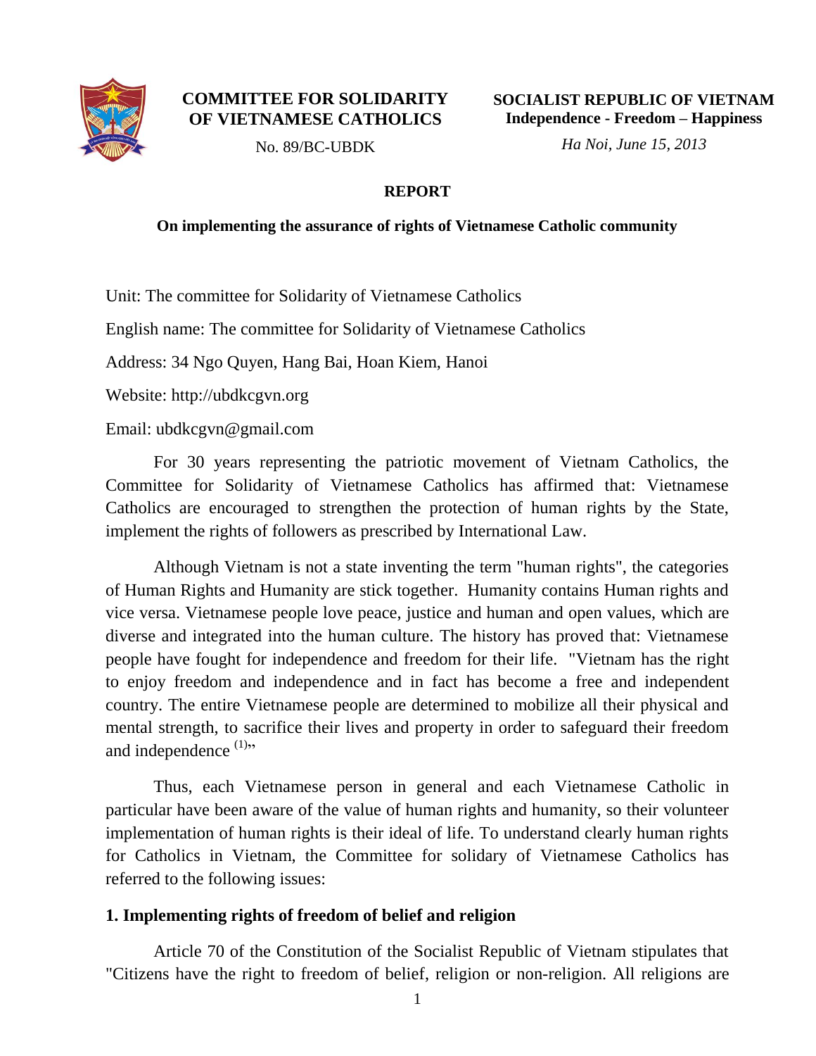**COMMITTEE FOR SOLIDARITY OF VIETNAMESE CATHOLICS**

No. 89/BC-UBDK

**SOCIALIST REPUBLIC OF VIETNAM**
**Independence - Freedom – Happiness**

*Ha Noi, June 15, 2013*

# REPORT

## On implementing the assurance of rights of Vietnamese Catholic community

Unit: The committee for Solidarity of Vietnamese Catholics

English name: The committee for Solidarity of Vietnamese Catholics

Address: 34 Ngo Quyen, Hang Bai, Hoan Kiem, Hanoi

Website: http://ubdkcgvn.org

Email: ubdkcgvn@gmail.com

For 30 years representing the patriotic movement of Vietnam Catholics, the Committee for Solidarity of Vietnamese Catholics has affirmed that: Vietnamese Catholics are encouraged to strengthen the protection of human rights by the State, implement the rights of followers as prescribed by International Law.

Although Vietnam is not a state inventing the term "human rights", the categories of Human Rights and Humanity are stick together. Humanity contains Human rights and vice versa. Vietnamese people love peace, justice and human and open values, which are diverse and integrated into the human culture. The history has proved that: Vietnamese people have fought for independence and freedom for their life. "Vietnam has the right to enjoy freedom and independence and in fact has become a free and independent country. The entire Vietnamese people are determined to mobilize all their physical and mental strength, to sacrifice their lives and property in order to safeguard their freedom and independence [(1)]"

Thus, each Vietnamese person in general and each Vietnamese Catholic in particular have been aware of the value of human rights and humanity, so their volunteer implementation of human rights is their ideal of life. To understand clearly human rights for Catholics in Vietnam, the Committee for solidary of Vietnamese Catholics has referred to the following issues:

### 1. Implementing rights of freedom of belief and religion

Article 70 of the Constitution of the Socialist Republic of Vietnam stipulates that "Citizens have the right to freedom of belief, religion or non-religion. All religions are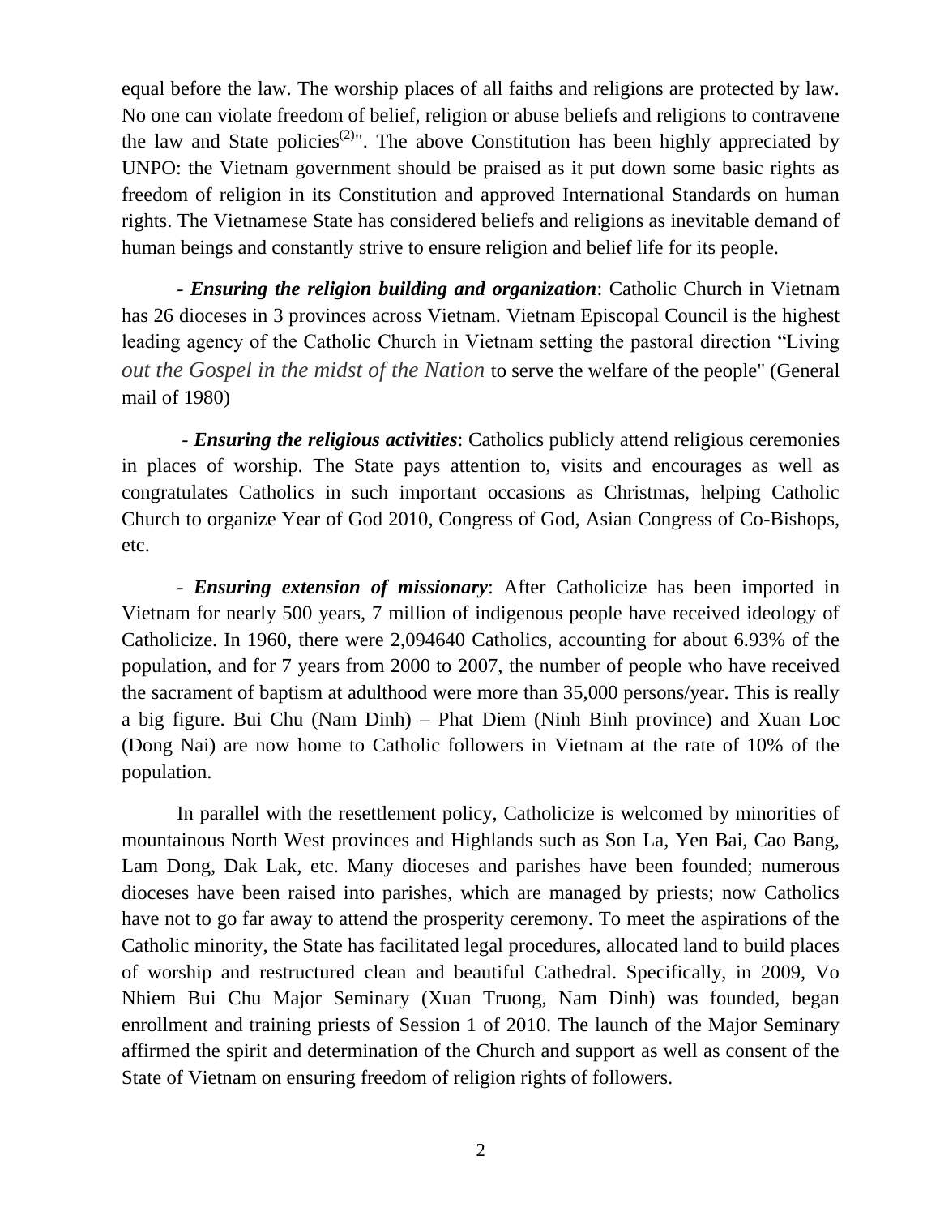equal before the law. The worship places of all faiths and religions are protected by law. No one can violate freedom of belief, religion or abuse beliefs and religions to contravene the law and State policies[(2)]". The above Constitution has been highly appreciated by UNPO: the Vietnam government should be praised as it put down some basic rights as freedom of religion in its Constitution and approved International Standards on human rights. The Vietnamese State has considered beliefs and religions as inevitable demand of human beings and constantly strive to ensure religion and belief life for its people.

- ***Ensuring the religion building and organization***: Catholic Church in Vietnam has 26 dioceses in 3 provinces across Vietnam. Vietnam Episcopal Council is the highest leading agency of the Catholic Church in Vietnam setting the pastoral direction "Living *out the Gospel in the midst of the Nation* to serve the welfare of the people" (General mail of 1980)

- ***Ensuring the religious activities***: Catholics publicly attend religious ceremonies in places of worship. The State pays attention to, visits and encourages as well as congratulates Catholics in such important occasions as Christmas, helping Catholic Church to organize Year of God 2010, Congress of God, Asian Congress of Co-Bishops, etc.

- ***Ensuring extension of missionary***: After Catholicize has been imported in Vietnam for nearly 500 years, 7 million of indigenous people have received ideology of Catholicize. In 1960, there were 2,094640 Catholics, accounting for about 6.93% of the population, and for 7 years from 2000 to 2007, the number of people who have received the sacrament of baptism at adulthood were more than 35,000 persons/year. This is really a big figure. Bui Chu (Nam Dinh) – Phat Diem (Ninh Binh province) and Xuan Loc (Dong Nai) are now home to Catholic followers in Vietnam at the rate of 10% of the population.

In parallel with the resettlement policy, Catholicize is welcomed by minorities of mountainous North West provinces and Highlands such as Son La, Yen Bai, Cao Bang, Lam Dong, Dak Lak, etc. Many dioceses and parishes have been founded; numerous dioceses have been raised into parishes, which are managed by priests; now Catholics have not to go far away to attend the prosperity ceremony. To meet the aspirations of the Catholic minority, the State has facilitated legal procedures, allocated land to build places of worship and restructured clean and beautiful Cathedral. Specifically, in 2009, Vo Nhiem Bui Chu Major Seminary (Xuan Truong, Nam Dinh) was founded, began enrollment and training priests of Session 1 of 2010. The launch of the Major Seminary affirmed the spirit and determination of the Church and support as well as consent of the State of Vietnam on ensuring freedom of religion rights of followers.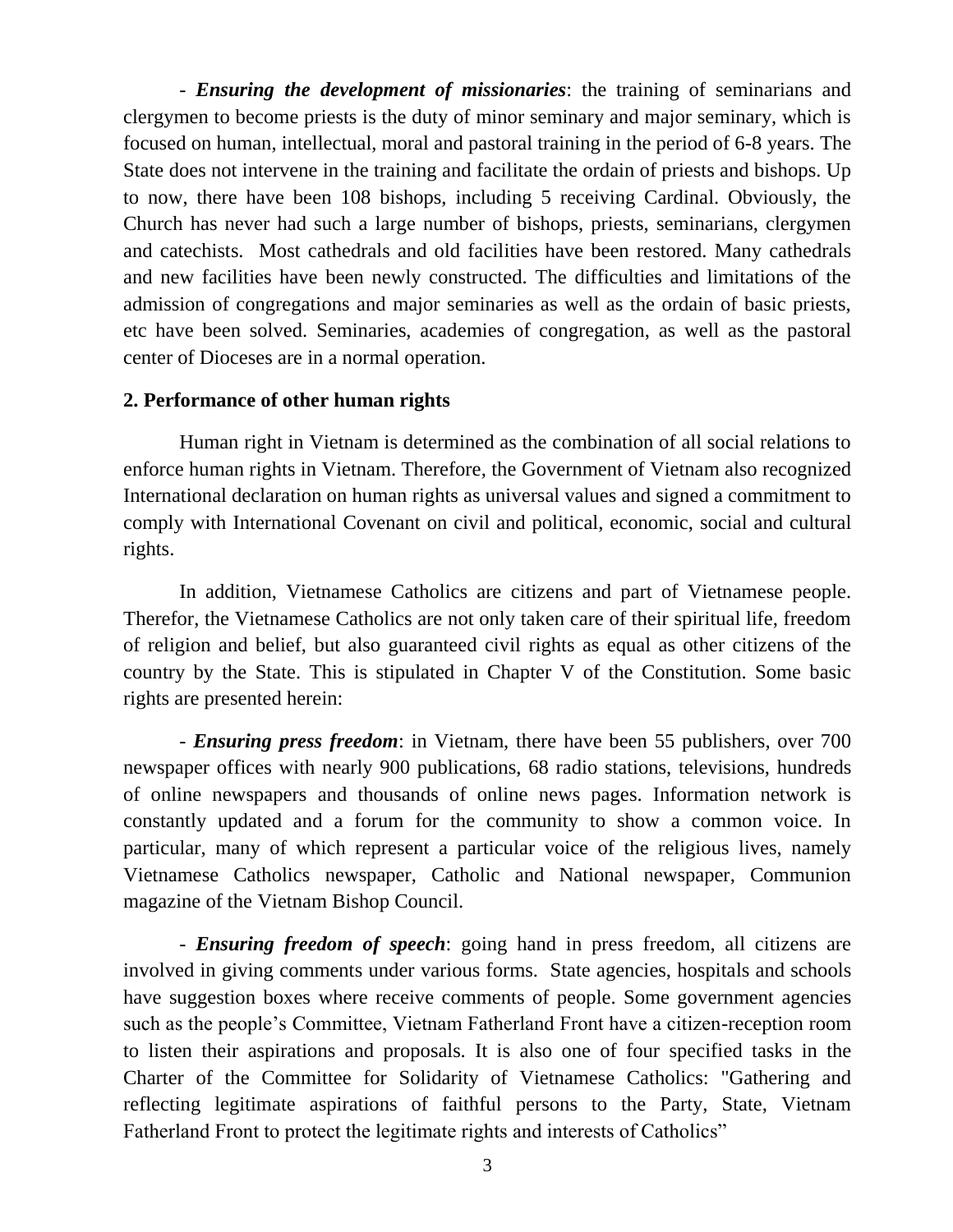- ***Ensuring the development of missionaries***: the training of seminarians and clergymen to become priests is the duty of minor seminary and major seminary, which is focused on human, intellectual, moral and pastoral training in the period of 6-8 years. The State does not intervene in the training and facilitate the ordain of priests and bishops. Up to now, there have been 108 bishops, including 5 receiving Cardinal. Obviously, the Church has never had such a large number of bishops, priests, seminarians, clergymen and catechists. Most cathedrals and old facilities have been restored. Many cathedrals and new facilities have been newly constructed. The difficulties and limitations of the admission of congregations and major seminaries as well as the ordain of basic priests, etc have been solved. Seminaries, academies of congregation, as well as the pastoral center of Dioceses are in a normal operation.

**2. Performance of other human rights**

Human right in Vietnam is determined as the combination of all social relations to enforce human rights in Vietnam. Therefore, the Government of Vietnam also recognized International declaration on human rights as universal values and signed a commitment to comply with International Covenant on civil and political, economic, social and cultural rights.

In addition, Vietnamese Catholics are citizens and part of Vietnamese people. Therefor, the Vietnamese Catholics are not only taken care of their spiritual life, freedom of religion and belief, but also guaranteed civil rights as equal as other citizens of the country by the State. This is stipulated in Chapter V of the Constitution. Some basic rights are presented herein:

- ***Ensuring press freedom***: in Vietnam, there have been 55 publishers, over 700 newspaper offices with nearly 900 publications, 68 radio stations, televisions, hundreds of online newspapers and thousands of online news pages. Information network is constantly updated and a forum for the community to show a common voice. In particular, many of which represent a particular voice of the religious lives, namely Vietnamese Catholics newspaper, Catholic and National newspaper, Communion magazine of the Vietnam Bishop Council.

- ***Ensuring freedom of speech***: going hand in press freedom, all citizens are involved in giving comments under various forms. State agencies, hospitals and schools have suggestion boxes where receive comments of people. Some government agencies such as the people's Committee, Vietnam Fatherland Front have a citizen-reception room to listen their aspirations and proposals. It is also one of four specified tasks in the Charter of the Committee for Solidarity of Vietnamese Catholics: "Gathering and reflecting legitimate aspirations of faithful persons to the Party, State, Vietnam Fatherland Front to protect the legitimate rights and interests of Catholics"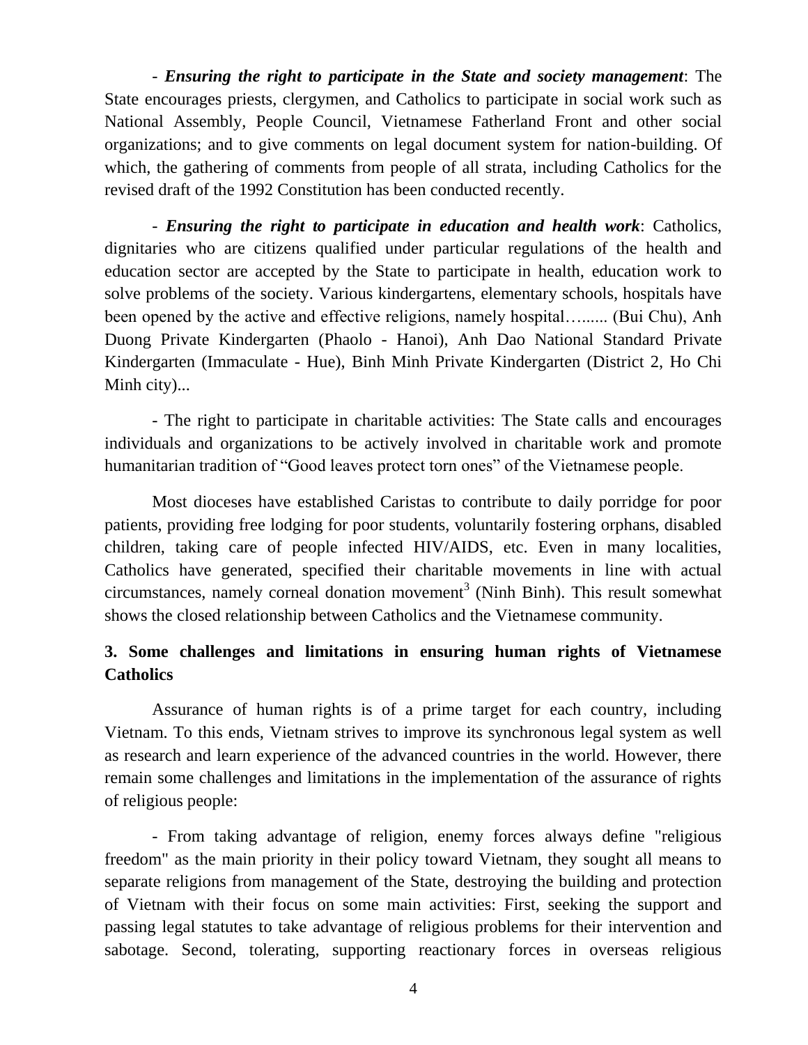- ***Ensuring the right to participate in the State and society management***: The State encourages priests, clergymen, and Catholics to participate in social work such as National Assembly, People Council, Vietnamese Fatherland Front and other social organizations; and to give comments on legal document system for nation-building. Of which, the gathering of comments from people of all strata, including Catholics for the revised draft of the 1992 Constitution has been conducted recently.

- ***Ensuring the right to participate in education and health work***: Catholics, dignitaries who are citizens qualified under particular regulations of the health and education sector are accepted by the State to participate in health, education work to solve problems of the society. Various kindergartens, elementary schools, hospitals have been opened by the active and effective religions, namely hospital…...... (Bui Chu), Anh Duong Private Kindergarten (Phaolo - Hanoi), Anh Dao National Standard Private Kindergarten (Immaculate - Hue), Binh Minh Private Kindergarten (District 2, Ho Chi Minh city)...

- The right to participate in charitable activities: The State calls and encourages individuals and organizations to be actively involved in charitable work and promote humanitarian tradition of "Good leaves protect torn ones" of the Vietnamese people.

Most dioceses have established Caristas to contribute to daily porridge for poor patients, providing free lodging for poor students, voluntarily fostering orphans, disabled children, taking care of people infected HIV/AIDS, etc. Even in many localities, Catholics have generated, specified their charitable movements in line with actual circumstances, namely corneal donation movement[3] (Ninh Binh). This result somewhat shows the closed relationship between Catholics and the Vietnamese community.

## 3. Some challenges and limitations in ensuring human rights of Vietnamese Catholics

Assurance of human rights is of a prime target for each country, including Vietnam. To this ends, Vietnam strives to improve its synchronous legal system as well as research and learn experience of the advanced countries in the world. However, there remain some challenges and limitations in the implementation of the assurance of rights of religious people:

- From taking advantage of religion, enemy forces always define "religious freedom" as the main priority in their policy toward Vietnam, they sought all means to separate religions from management of the State, destroying the building and protection of Vietnam with their focus on some main activities: First, seeking the support and passing legal statutes to take advantage of religious problems for their intervention and sabotage. Second, tolerating, supporting reactionary forces in overseas religious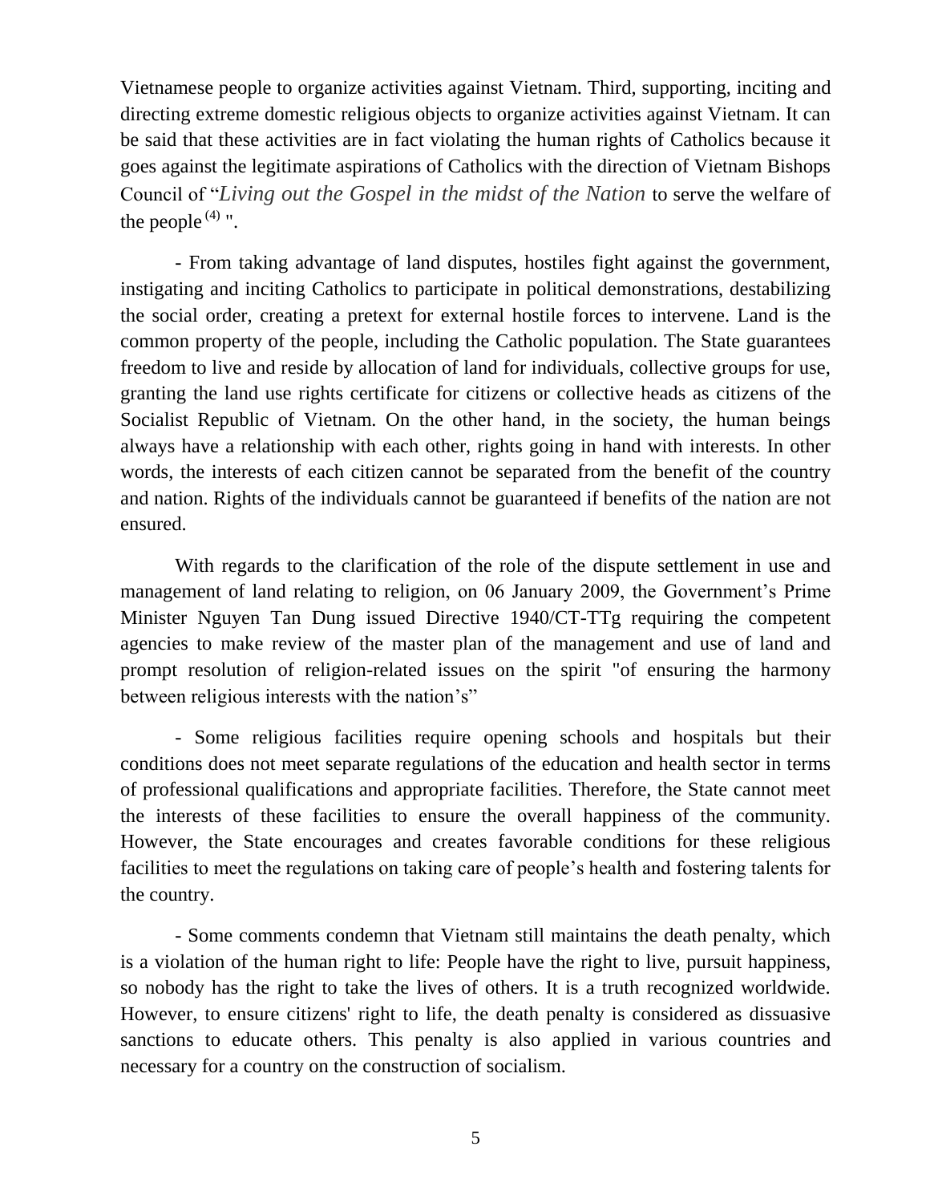Vietnamese people to organize activities against Vietnam. Third, supporting, inciting and directing extreme domestic religious objects to organize activities against Vietnam. It can be said that these activities are in fact violating the human rights of Catholics because it goes against the legitimate aspirations of Catholics with the direction of Vietnam Bishops Council of "*Living out the Gospel in the midst of the Nation* to serve the welfare of the people (4) ".

- From taking advantage of land disputes, hostiles fight against the government, instigating and inciting Catholics to participate in political demonstrations, destabilizing the social order, creating a pretext for external hostile forces to intervene. Land is the common property of the people, including the Catholic population. The State guarantees freedom to live and reside by allocation of land for individuals, collective groups for use, granting the land use rights certificate for citizens or collective heads as citizens of the Socialist Republic of Vietnam. On the other hand, in the society, the human beings always have a relationship with each other, rights going in hand with interests. In other words, the interests of each citizen cannot be separated from the benefit of the country and nation. Rights of the individuals cannot be guaranteed if benefits of the nation are not ensured.

With regards to the clarification of the role of the dispute settlement in use and management of land relating to religion, on 06 January 2009, the Government's Prime Minister Nguyen Tan Dung issued Directive 1940/CT-TTg requiring the competent agencies to make review of the master plan of the management and use of land and prompt resolution of religion-related issues on the spirit "of ensuring the harmony between religious interests with the nation's"

- Some religious facilities require opening schools and hospitals but their conditions does not meet separate regulations of the education and health sector in terms of professional qualifications and appropriate facilities. Therefore, the State cannot meet the interests of these facilities to ensure the overall happiness of the community. However, the State encourages and creates favorable conditions for these religious facilities to meet the regulations on taking care of people's health and fostering talents for the country.

- Some comments condemn that Vietnam still maintains the death penalty, which is a violation of the human right to life: People have the right to live, pursuit happiness, so nobody has the right to take the lives of others. It is a truth recognized worldwide. However, to ensure citizens' right to life, the death penalty is considered as dissuasive sanctions to educate others. This penalty is also applied in various countries and necessary for a country on the construction of socialism.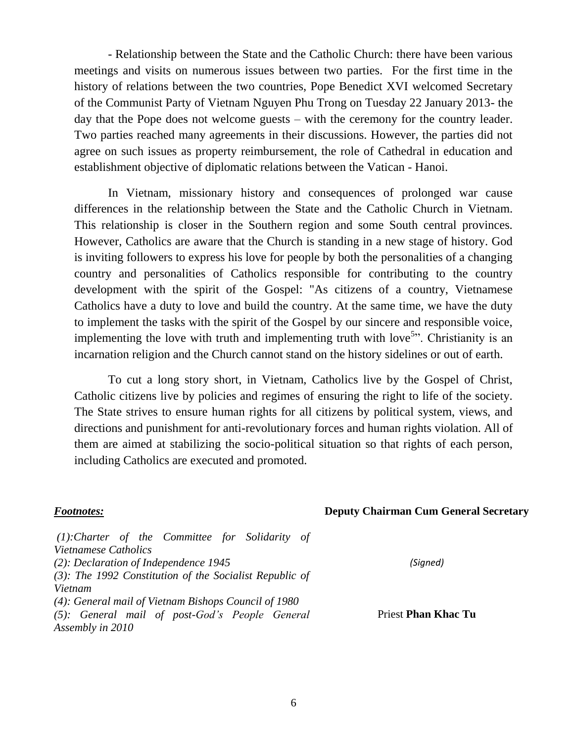- Relationship between the State and the Catholic Church: there have been various meetings and visits on numerous issues between two parties. For the first time in the history of relations between the two countries, Pope Benedict XVI welcomed Secretary of the Communist Party of Vietnam Nguyen Phu Trong on Tuesday 22 January 2013- the day that the Pope does not welcome guests – with the ceremony for the country leader. Two parties reached many agreements in their discussions. However, the parties did not agree on such issues as property reimbursement, the role of Cathedral in education and establishment objective of diplomatic relations between the Vatican - Hanoi.

In Vietnam, missionary history and consequences of prolonged war cause differences in the relationship between the State and the Catholic Church in Vietnam. This relationship is closer in the Southern region and some South central provinces. However, Catholics are aware that the Church is standing in a new stage of history. God is inviting followers to express his love for people by both the personalities of a changing country and personalities of Catholics responsible for contributing to the country development with the spirit of the Gospel: "As citizens of a country, Vietnamese Catholics have a duty to love and build the country. At the same time, we have the duty to implement the tasks with the spirit of the Gospel by our sincere and responsible voice, implementing the love with truth and implementing truth with love[5]". Christianity is an incarnation religion and the Church cannot stand on the history sidelines or out of earth.

To cut a long story short, in Vietnam, Catholics live by the Gospel of Christ, Catholic citizens live by policies and regimes of ensuring the right to life of the society. The State strives to ensure human rights for all citizens by political system, views, and directions and punishment for anti-revolutionary forces and human rights violation. All of them are aimed at stabilizing the socio-political situation so that rights of each person, including Catholics are executed and promoted.

**Deputy Chairman Cum General Secretary**

*(Signed)*

Priest **Phan Khac Tu**

***Footnotes:***

*(1):Charter of the Committee for Solidarity of Vietnamese Catholics*
*(2): Declaration of Independence 1945*
*(3): The 1992 Constitution of the Socialist Republic of Vietnam*
*(4): General mail of Vietnam Bishops Council of 1980*
*(5): General mail of post-God's People General Assembly in 2010*